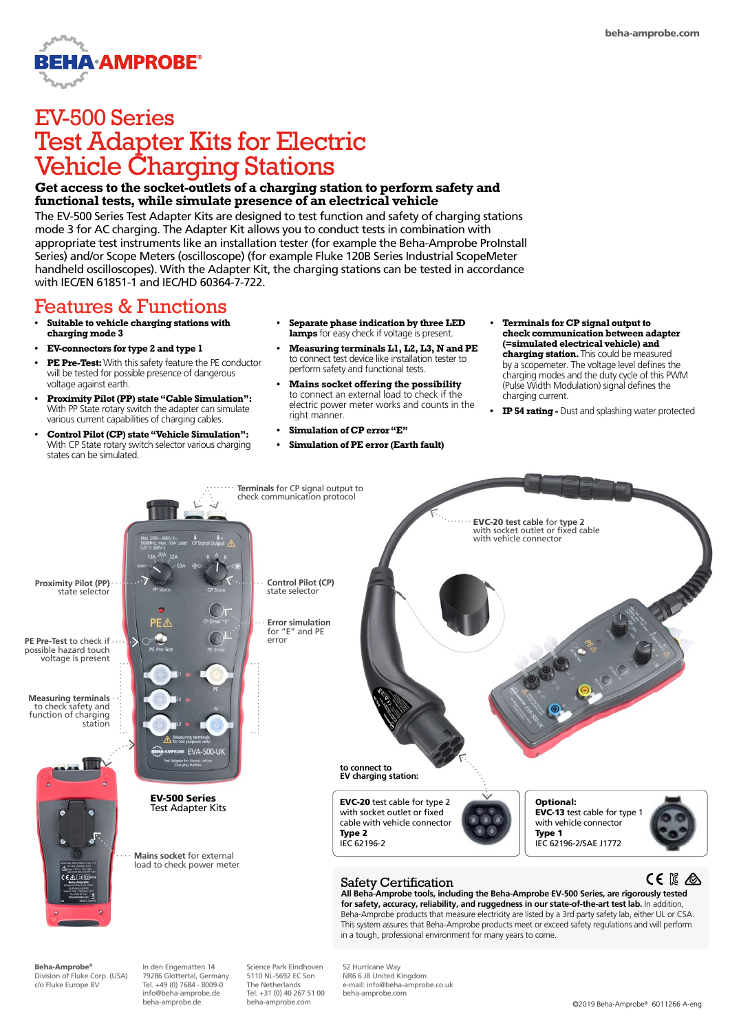beha-amprobe.com

# EV-500 Series Test Adapter Kits for Electric Vehicle Charging Stations

**Get access to the socket-outlets of a charging station to perform safety and functional tests, while simulate presence of an electrical vehicle**

The EV-500 Series Test Adapter Kits are designed to test function and safety of charging stations mode 3 for AC charging. The Adapter Kit allows you to conduct tests in combination with appropriate test instruments like an installation tester (for example the Beha-Amprobe ProInstall Series) and/or Scope Meters (oscilloscope) (for example Fluke 120B Series Industrial ScopeMeter handheld oscilloscopes). With the Adapter Kit, the charging stations can be tested in accordance with IEC/EN 61851-1 and IEC/HD 60364-7-722.

## Features & Functions

- **Suitable to vehicle charging stations with charging mode 3**
- **EV-connectors for type 2 and type 1**
- **PE Pre-Test:** With this safety feature the PE conductor will be tested for possible presence of dangerous voltage against earth.
- **Proximity Pilot (PP) state "Cable Simulation":** With PP State rotary switch the adapter can simulate various current capabilities of charging cables.
- **Control Pilot (CP) state "Vehicle Simulation":** With CP State rotary switch selector various charging states can be simulated.
- **Separate phase indication by three LED lamps** for easy check if voltage is present.
- **Measuring terminals L1, L2, L3, N and PE** to connect test device like installation tester to perform safety and functional tests.
- **Mains socket offering the possibility** to connect an external load to check if the electric power meter works and counts in the right manner.
- **Simulation of CP error "E"**
- **Simulation of PE error (Earth fault)**
- **Terminals for CP signal output to check communication between adapter (=simulated electrical vehicle) and charging station.** This could be measured by a scopemeter. The voltage level defines the charging modes and the duty cycle of this PWM (Pulse Width Modulation) signal defines the charging current.
- **IP 54 rating -** Dust and splashing water protected

Terminals for CP signal output to check communication protocol

Proximity Pilot (PP) state selector

Control Pilot (CP) state selector

PE Pre-Test to check if possible hazard touch voltage is present

Error simulation for "E" and PE error

Measuring terminals to check safety and function of charging station

EVC-20 test cable for type 2 with socket outlet or fixed cable with vehicle connector

to connect to EV charging station:

**EV-500 Series** Test Adapter Kits

Mains socket for external load to check power meter

**EVC-20** test cable for type 2 with socket outlet or fixed cable with vehicle connector
**Type 2**
IEC 62196-2

**Optional:**
**EVC-13** test cable for type 1 with vehicle connector
**Type 1**
IEC 62196-2/SAE J1772

## Safety Certification

**All Beha-Amprobe tools, including the Beha-Amprobe EV-500 Series, are rigorously tested for safety, accuracy, reliability, and ruggedness in our state-of-the-art test lab.** In addition, Beha-Amprobe products that measure electricity are listed by a 3rd party safety lab, either UL or CSA. This system assures that Beha-Amprobe products meet or exceed safety regulations and will perform in a tough, professional environment for many years to come.

**Beha-Amprobe®**
Division of Fluke Corp. (USA)
c/o Fluke Europe BV

In den Engematten 14
79286 Glottertal, Germany
Tel. +49 (0) 7684 - 8009-0
info@beha-amprobe.de
beha-amprobe.de

Science Park Eindhoven
5110 NL-5692 EC Son
The Netherlands
Tel. +31 (0) 40 267 51 00
beha-amprobe.com

52 Hurricane Way
NR6 6 JB United Kingdom
e-mail: info@beha-amprobe.co.uk
beha-amprobe.com

©2019 Beha-Amprobe® 6011266 A-eng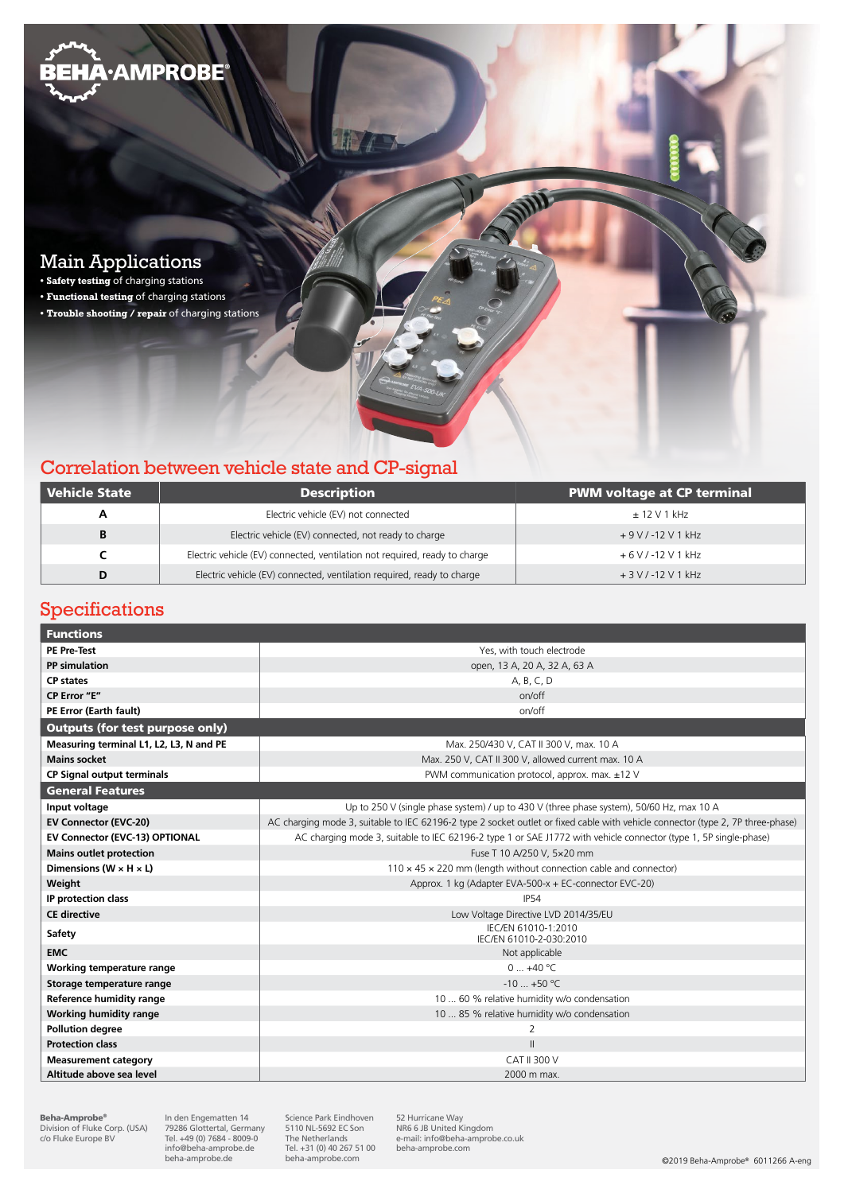## Main Applications

- **Safety testing** of charging stations
- **Functional testing** of charging stations
- **Trouble shooting / repair** of charging stations

## Correlation between vehicle state and CP-signal

| Vehicle State | Description | PWM voltage at CP terminal |
|---|---|---|
| A | Electric vehicle (EV) not connected | ± 12 V 1 kHz |
| B | Electric vehicle (EV) connected, not ready to charge | + 9 V / -12 V 1 kHz |
| C | Electric vehicle (EV) connected, ventilation not required, ready to charge | + 6 V / -12 V 1 kHz |
| D | Electric vehicle (EV) connected, ventilation required, ready to charge | + 3 V / -12 V 1 kHz |

## Specifications

| Functions | |
|---|---|
| **PE Pre-Test** | Yes, with touch electrode |
| **PP simulation** | open, 13 A, 20 A, 32 A, 63 A |
| **CP states** | A, B, C, D |
| **CP Error "E"** | on/off |
| **PE Error (Earth fault)** | on/off |
| **Outputs (for test purpose only)** | |
| **Measuring terminal L1, L2, L3, N and PE** | Max. 250/430 V, CAT II 300 V, max. 10 A |
| **Mains socket** | Max. 250 V, CAT II 300 V, allowed current max. 10 A |
| **CP Signal output terminals** | PWM communication protocol, approx. max. ±12 V |
| **General Features** | |
| **Input voltage** | Up to 250 V (single phase system) / up to 430 V (three phase system), 50/60 Hz, max 10 A |
| **EV Connector (EVC-20)** | AC charging mode 3, suitable to IEC 62196-2 type 2 socket outlet or fixed cable with vehicle connector (type 2, 7P three-phase) |
| **EV Connector (EVC-13) OPTIONAL** | AC charging mode 3, suitable to IEC 62196-2 type 1 or SAE J1772 with vehicle connector (type 1, 5P single-phase) |
| **Mains outlet protection** | Fuse T 10 A/250 V, 5×20 mm |
| **Dimensions (W × H × L)** | 110 × 45 × 220 mm (length without connection cable and connector) |
| **Weight** | Approx. 1 kg (Adapter EVA-500-x + EC-connector EVC-20) |
| **IP protection class** | IP54 |
| **CE directive** | Low Voltage Directive LVD 2014/35/EU |
| **Safety** | IEC/EN 61010-1:2010<br>IEC/EN 61010-2-030:2010 |
| **EMC** | Not applicable |
| **Working temperature range** | 0 ... +40 °C |
| **Storage temperature range** | -10 ... +50 °C |
| **Reference humidity range** | 10 ... 60 % relative humidity w/o condensation |
| **Working humidity range** | 10 ... 85 % relative humidity w/o condensation |
| **Pollution degree** | 2 |
| **Protection class** | II |
| **Measurement category** | CAT II 300 V |
| **Altitude above sea level** | 2000 m max. |

**Beha-Amprobe®**
Division of Fluke Corp. (USA)
c/o Fluke Europe BV

In den Engematten 14
79286 Glottertal, Germany
Tel. +49 (0) 7684 - 8009-0
info@beha-amprobe.de
beha-amprobe.de

Science Park Eindhoven
5110 NL-5692 EC Son
The Netherlands
Tel. +31 (0) 40 267 51 00
beha-amprobe.com

52 Hurricane Way
NR6 6 JB United Kingdom
e-mail: info@beha-amprobe.co.uk
beha-amprobe.com

©2019 Beha-Amprobe® 6011266 A-eng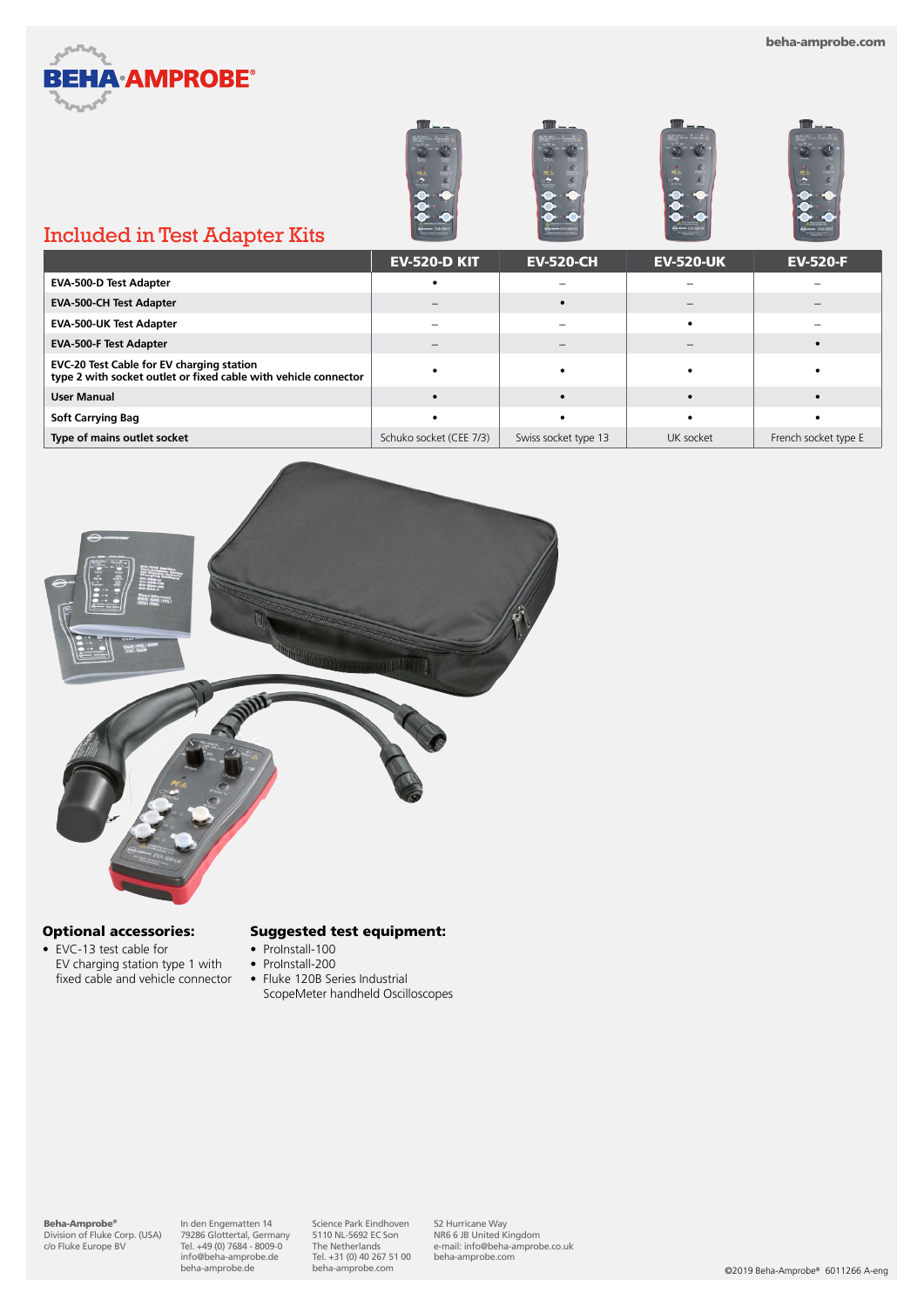## Included in Test Adapter Kits

| | EV-520-D KIT | EV-520-CH | EV-520-UK | EV-520-F |
|---|---|---|---|---|
| **EVA-500-D Test Adapter** | • | – | – | – |
| **EVA-500-CH Test Adapter** | – | • | – | – |
| **EVA-500-UK Test Adapter** | – | – | • | – |
| **EVA-500-F Test Adapter** | – | – | – | • |
| **EVC-20 Test Cable for EV charging station type 2 with socket outlet or fixed cable with vehicle connector** | • | • | • | • |
| **User Manual** | • | • | • | • |
| **Soft Carrying Bag** | • | • | • | • |
| **Type of mains outlet socket** | Schuko socket (CEE 7/3) | Swiss socket type 13 | UK socket | French socket type E |

### Optional accessories:

- EVC-13 test cable for EV charging station type 1 with fixed cable and vehicle connector

### Suggested test equipment:

- ProInstall-100
- ProInstall-200
- Fluke 120B Series Industrial ScopeMeter handheld Oscilloscopes

**Beha-Amprobe®**
Division of Fluke Corp. (USA)
c/o Fluke Europe BV

In den Engematten 14
79286 Glottertal, Germany
Tel. +49 (0) 7684 - 8009-0
info@beha-amprobe.de
beha-amprobe.de

Science Park Eindhoven
5110 NL-5692 EC Son
The Netherlands
Tel. +31 (0) 40 267 51 00
beha-amprobe.com

52 Hurricane Way
NR6 6 JB United Kingdom
e-mail: info@beha-amprobe.co.uk
beha-amprobe.com

©2019 Beha-Amprobe® 6011266 A-eng